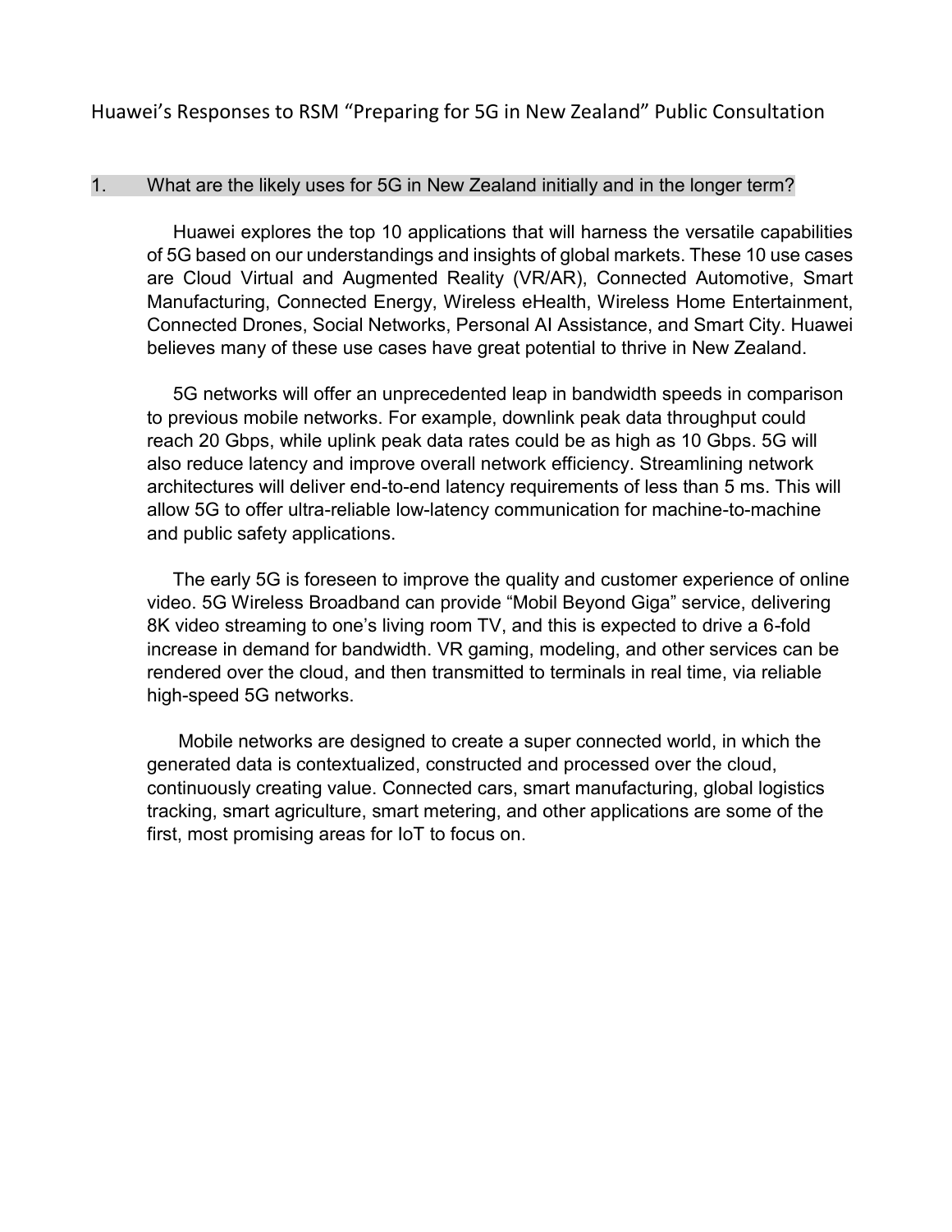# Huawei's Responses to RSM "Preparing for 5G in New Zealand" Public Consultation

## 1. What are the likely uses for 5G in New Zealand initially and in the longer term?

Huawei explores the top 10 applications that will harness the versatile capabilities of 5G based on our understandings and insights of global markets. These 10 use cases are Cloud Virtual and Augmented Reality (VR/AR), Connected Automotive, Smart Manufacturing, Connected Energy, Wireless eHealth, Wireless Home Entertainment, Connected Drones, Social Networks, Personal AI Assistance, and Smart City. Huawei believes many of these use cases have great potential to thrive in New Zealand.

5G networks will offer an unprecedented leap in bandwidth speeds in comparison to previous mobile networks. For example, downlink peak data throughput could reach 20 Gbps, while uplink peak data rates could be as high as 10 Gbps. 5G will also reduce latency and improve overall network efficiency. Streamlining network architectures will deliver end-to-end latency requirements of less than 5 ms. This will allow 5G to offer ultra-reliable low-latency communication for machine-to-machine and public safety applications.

The early 5G is foreseen to improve the quality and customer experience of online video. 5G Wireless Broadband can provide "Mobil Beyond Giga" service, delivering 8K video streaming to one's living room TV, and this is expected to drive a 6-fold increase in demand for bandwidth. VR gaming, modeling, and other services can be rendered over the cloud, and then transmitted to terminals in real time, via reliable high-speed 5G networks.

Mobile networks are designed to create a super connected world, in which the generated data is contextualized, constructed and processed over the cloud, continuously creating value. Connected cars, smart manufacturing, global logistics tracking, smart agriculture, smart metering, and other applications are some of the first, most promising areas for IoT to focus on.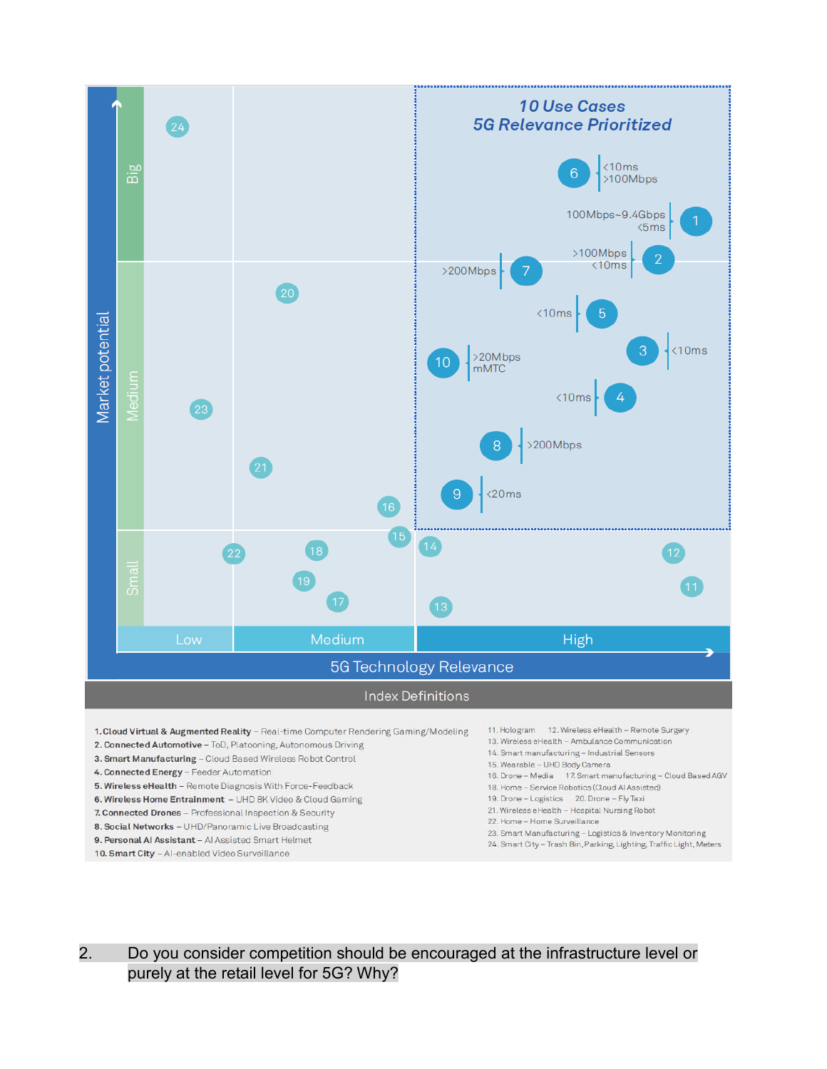10 Use Cases
5G Relevance Prioritized

Market potential: Big / Medium / Small

5G Technology Relevance: Low / Medium / High

| Use case | Requirement |
|---|---|
| 1 | 100Mbps~9.4Gbps, <5ms |
| 2 | >100Mbps, <10ms |
| 3 | <10ms |
| 4 | <10ms |
| 5 | <10ms |
| 6 | <10ms, >100Mbps |
| 7 | >200Mbps |
| 8 | >200Mbps |
| 9 | <20ms |
| 10 | >20Mbps, mMTC |

**Index Definitions**

1. **Cloud Virtual & Augmented Reality** – Real-time Computer Rendering Gaming/Modeling
2. **Connected Automotive** – ToD, Platooning, Autonomous Driving
3. **Smart Manufacturing** – Cloud Based Wireless Robot Control
4. **Connected Energy** – Feeder Automation
5. **Wireless eHealth** – Remote Diagnosis With Force-Feedback
6. **Wireless Home Entrainment** – UHD 8K Video & Cloud Gaming
7. **Connected Drones** – Professional Inspection & Security
8. **Social Networks** – UHD/Panoramic Live Broadcasting
9. **Personal AI Assistant** – AI Assisted Smart Helmet
10. **Smart City** – AI-enabled Video Surveillance

11. Hologram
12. Wireless eHealth – Remote Surgery
13. Wireless eHealth – Ambulance Communication
14. Smart manufacturing – Industrial Sensors
15. Wearable – UHD Body Camera
16. Drone – Media
17. Smart manufacturing – Cloud Based AGV
18. Home – Service Robotics (Cloud AI Assisted)
19. Drone – Logistics
20. Drone – Fly Taxi
21. Wireless eHealth – Hospital Nursing Robot
22. Home – Home Surveillance
23. Smart Manufacturing – Logistics & Inventory Monitoring
24. Smart City – Trash Bin, Parking, Lighting, Traffic Light, Meters

2. Do you consider competition should be encouraged at the infrastructure level or purely at the retail level for 5G? Why?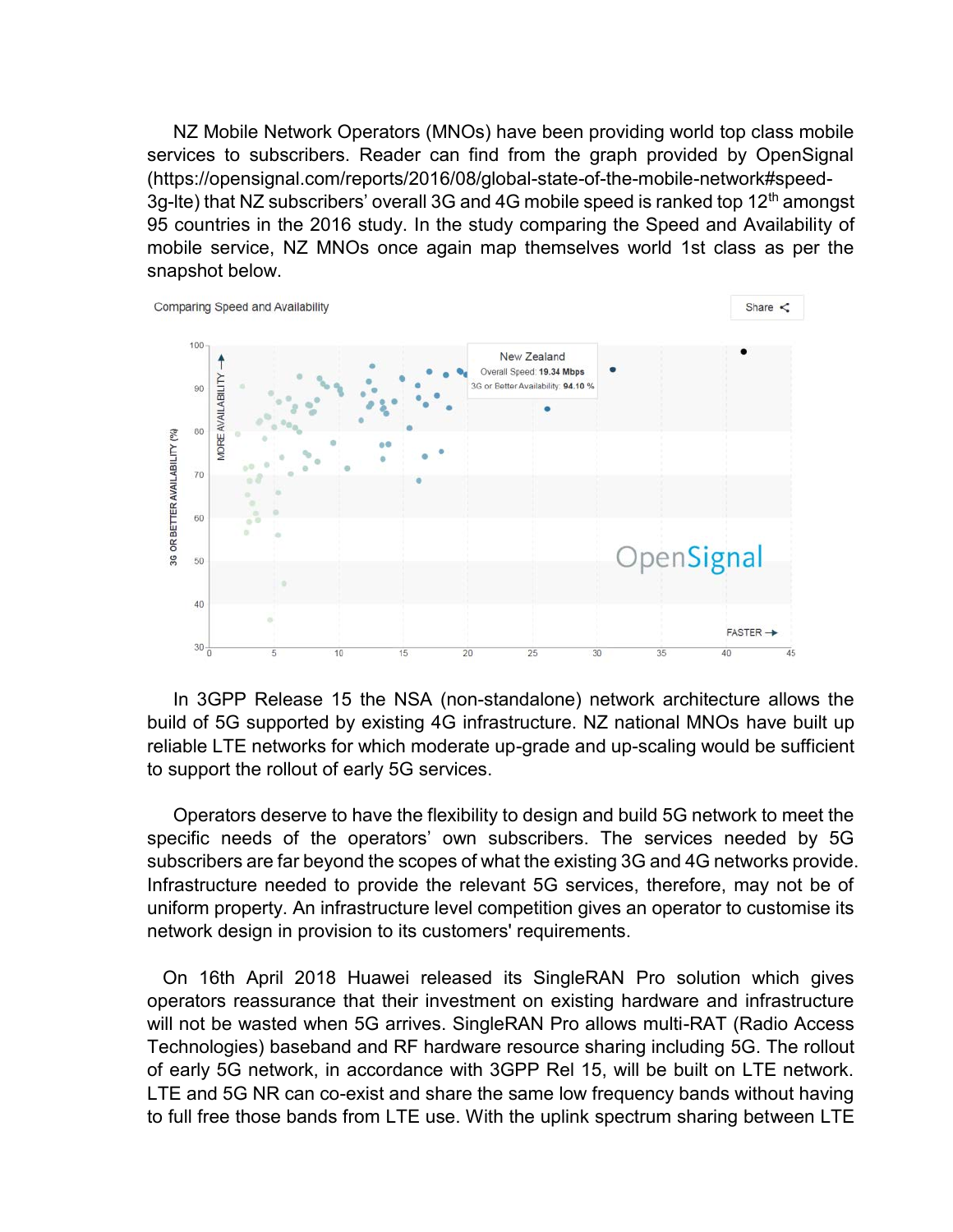NZ Mobile Network Operators (MNOs) have been providing world top class mobile services to subscribers. Reader can find from the graph provided by OpenSignal (https://opensignal.com/reports/2016/08/global-state-of-the-mobile-network#speed-3g-lte) that NZ subscribers' overall 3G and 4G mobile speed is ranked top 12th amongst 95 countries in the 2016 study. In the study comparing the Speed and Availability of mobile service, NZ MNOs once again map themselves world 1st class as per the snapshot below.

In 3GPP Release 15 the NSA (non-standalone) network architecture allows the build of 5G supported by existing 4G infrastructure. NZ national MNOs have built up reliable LTE networks for which moderate up-grade and up-scaling would be sufficient to support the rollout of early 5G services.

Operators deserve to have the flexibility to design and build 5G network to meet the specific needs of the operators' own subscribers. The services needed by 5G subscribers are far beyond the scopes of what the existing 3G and 4G networks provide. Infrastructure needed to provide the relevant 5G services, therefore, may not be of uniform property. An infrastructure level competition gives an operator to customise its network design in provision to its customers' requirements.

On 16th April 2018 Huawei released its SingleRAN Pro solution which gives operators reassurance that their investment on existing hardware and infrastructure will not be wasted when 5G arrives. SingleRAN Pro allows multi-RAT (Radio Access Technologies) baseband and RF hardware resource sharing including 5G. The rollout of early 5G network, in accordance with 3GPP Rel 15, will be built on LTE network. LTE and 5G NR can co-exist and share the same low frequency bands without having to full free those bands from LTE use. With the uplink spectrum sharing between LTE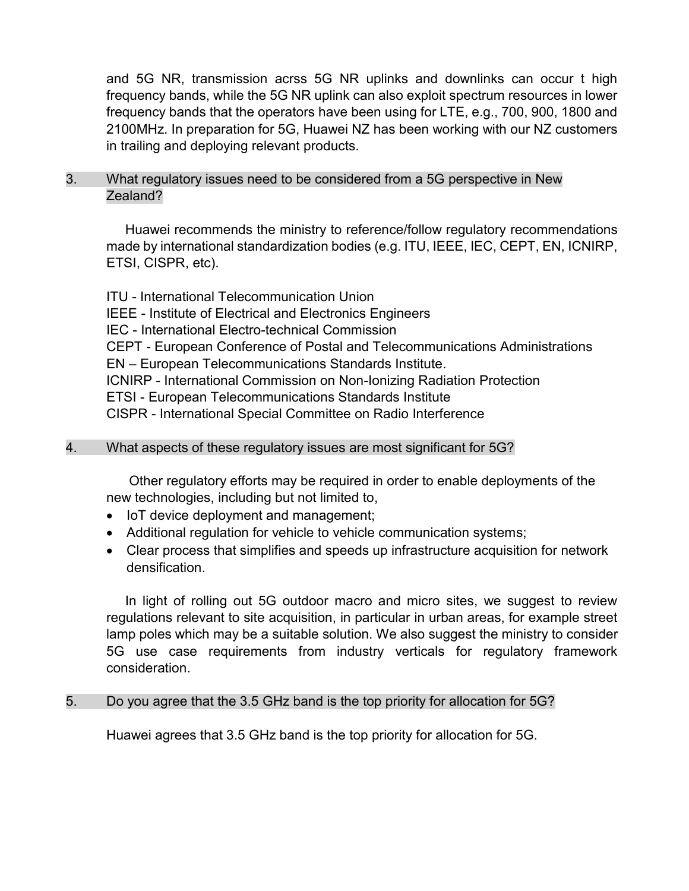and 5G NR, transmission acrss 5G NR uplinks and downlinks can occur t high frequency bands, while the 5G NR uplink can also exploit spectrum resources in lower frequency bands that the operators have been using for LTE, e.g., 700, 900, 1800 and 2100MHz. In preparation for 5G, Huawei NZ has been working with our NZ customers in trailing and deploying relevant products.

3. What regulatory issues need to be considered from a 5G perspective in New Zealand?

Huawei recommends the ministry to reference/follow regulatory recommendations made by international standardization bodies (e.g. ITU, IEEE, IEC, CEPT, EN, ICNIRP, ETSI, CISPR, etc).

ITU - International Telecommunication Union
IEEE - Institute of Electrical and Electronics Engineers
IEC - International Electro-technical Commission
CEPT - European Conference of Postal and Telecommunications Administrations
EN – European Telecommunications Standards Institute.
ICNIRP - International Commission on Non-Ionizing Radiation Protection
ETSI - European Telecommunications Standards Institute
CISPR - International Special Committee on Radio Interference

4. What aspects of these regulatory issues are most significant for 5G?

Other regulatory efforts may be required in order to enable deployments of the new technologies, including but not limited to,

- IoT device deployment and management;
- Additional regulation for vehicle to vehicle communication systems;
- Clear process that simplifies and speeds up infrastructure acquisition for network densification.

In light of rolling out 5G outdoor macro and micro sites, we suggest to review regulations relevant to site acquisition, in particular in urban areas, for example street lamp poles which may be a suitable solution. We also suggest the ministry to consider 5G use case requirements from industry verticals for regulatory framework consideration.

5. Do you agree that the 3.5 GHz band is the top priority for allocation for 5G?

Huawei agrees that 3.5 GHz band is the top priority for allocation for 5G.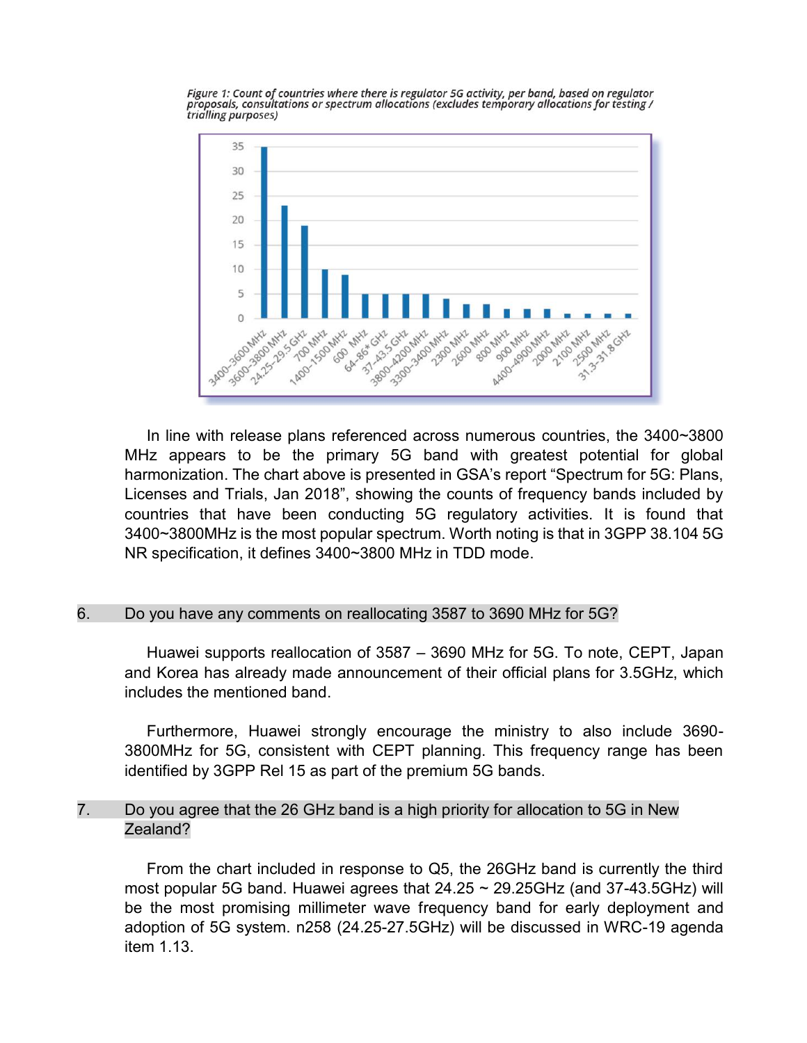*Figure 1: Count of countries where there is regulator 5G activity, per band, based on regulator proposals, consultations or spectrum allocations (excludes temporary allocations for testing / trialling purposes)*

In line with release plans referenced across numerous countries, the 3400~3800 MHz appears to be the primary 5G band with greatest potential for global harmonization. The chart above is presented in GSA's report "Spectrum for 5G: Plans, Licenses and Trials, Jan 2018", showing the counts of frequency bands included by countries that have been conducting 5G regulatory activities. It is found that 3400~3800MHz is the most popular spectrum. Worth noting is that in 3GPP 38.104 5G NR specification, it defines 3400~3800 MHz in TDD mode.

6. Do you have any comments on reallocating 3587 to 3690 MHz for 5G?

Huawei supports reallocation of 3587 – 3690 MHz for 5G. To note, CEPT, Japan and Korea has already made announcement of their official plans for 3.5GHz, which includes the mentioned band.

Furthermore, Huawei strongly encourage the ministry to also include 3690-3800MHz for 5G, consistent with CEPT planning. This frequency range has been identified by 3GPP Rel 15 as part of the premium 5G bands.

7. Do you agree that the 26 GHz band is a high priority for allocation to 5G in New Zealand?

From the chart included in response to Q5, the 26GHz band is currently the third most popular 5G band. Huawei agrees that 24.25 ~ 29.25GHz (and 37-43.5GHz) will be the most promising millimeter wave frequency band for early deployment and adoption of 5G system. n258 (24.25-27.5GHz) will be discussed in WRC-19 agenda item 1.13.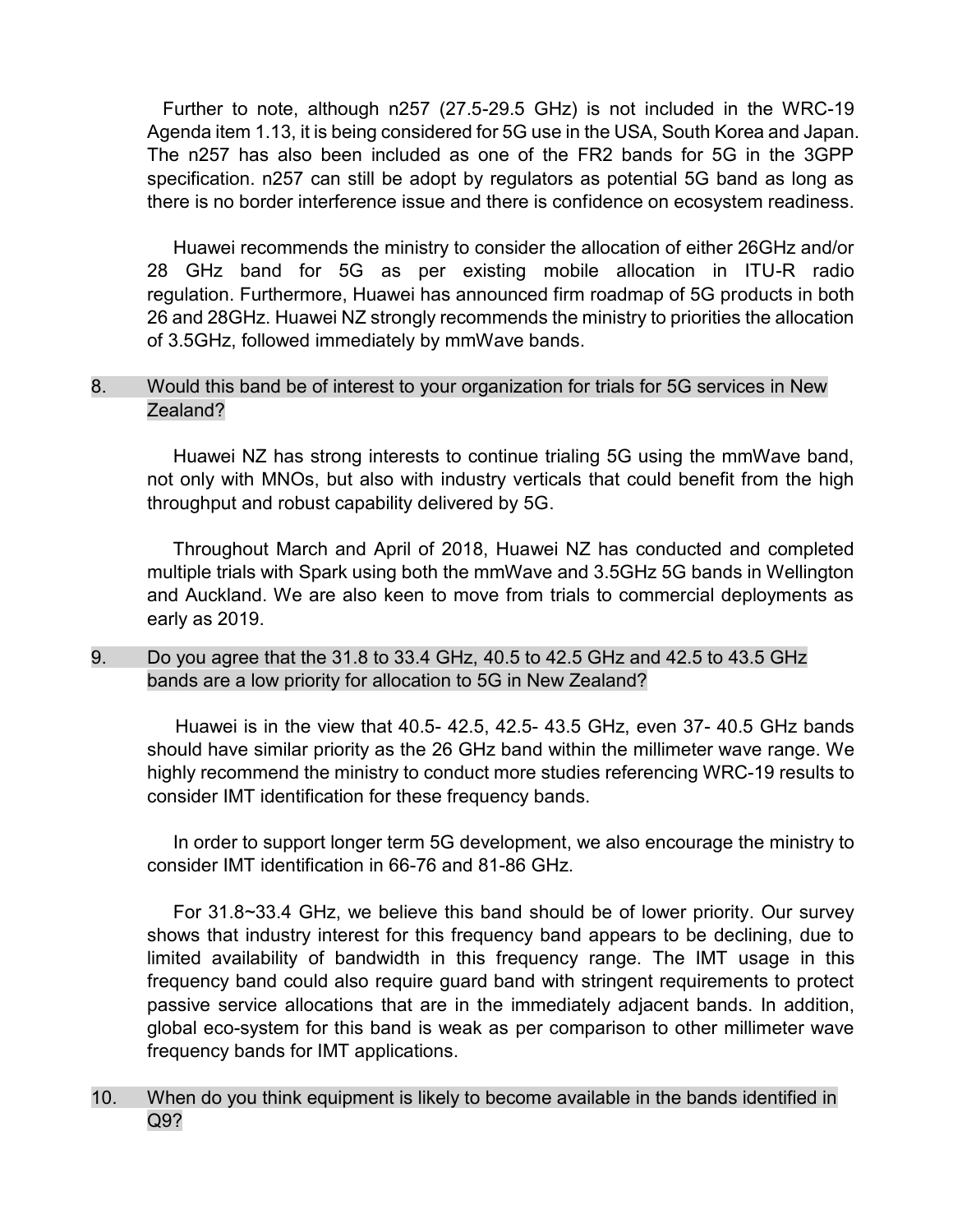Further to note, although n257 (27.5-29.5 GHz) is not included in the WRC-19 Agenda item 1.13, it is being considered for 5G use in the USA, South Korea and Japan. The n257 has also been included as one of the FR2 bands for 5G in the 3GPP specification. n257 can still be adopt by regulators as potential 5G band as long as there is no border interference issue and there is confidence on ecosystem readiness.

Huawei recommends the ministry to consider the allocation of either 26GHz and/or 28 GHz band for 5G as per existing mobile allocation in ITU-R radio regulation. Furthermore, Huawei has announced firm roadmap of 5G products in both 26 and 28GHz. Huawei NZ strongly recommends the ministry to priorities the allocation of 3.5GHz, followed immediately by mmWave bands.

8. Would this band be of interest to your organization for trials for 5G services in New Zealand?

Huawei NZ has strong interests to continue trialing 5G using the mmWave band, not only with MNOs, but also with industry verticals that could benefit from the high throughput and robust capability delivered by 5G.

Throughout March and April of 2018, Huawei NZ has conducted and completed multiple trials with Spark using both the mmWave and 3.5GHz 5G bands in Wellington and Auckland. We are also keen to move from trials to commercial deployments as early as 2019.

9. Do you agree that the 31.8 to 33.4 GHz, 40.5 to 42.5 GHz and 42.5 to 43.5 GHz bands are a low priority for allocation to 5G in New Zealand?

Huawei is in the view that 40.5- 42.5, 42.5- 43.5 GHz, even 37- 40.5 GHz bands should have similar priority as the 26 GHz band within the millimeter wave range. We highly recommend the ministry to conduct more studies referencing WRC-19 results to consider IMT identification for these frequency bands.

In order to support longer term 5G development, we also encourage the ministry to consider IMT identification in 66-76 and 81-86 GHz.

For 31.8~33.4 GHz, we believe this band should be of lower priority. Our survey shows that industry interest for this frequency band appears to be declining, due to limited availability of bandwidth in this frequency range. The IMT usage in this frequency band could also require guard band with stringent requirements to protect passive service allocations that are in the immediately adjacent bands. In addition, global eco-system for this band is weak as per comparison to other millimeter wave frequency bands for IMT applications.

10. When do you think equipment is likely to become available in the bands identified in Q9?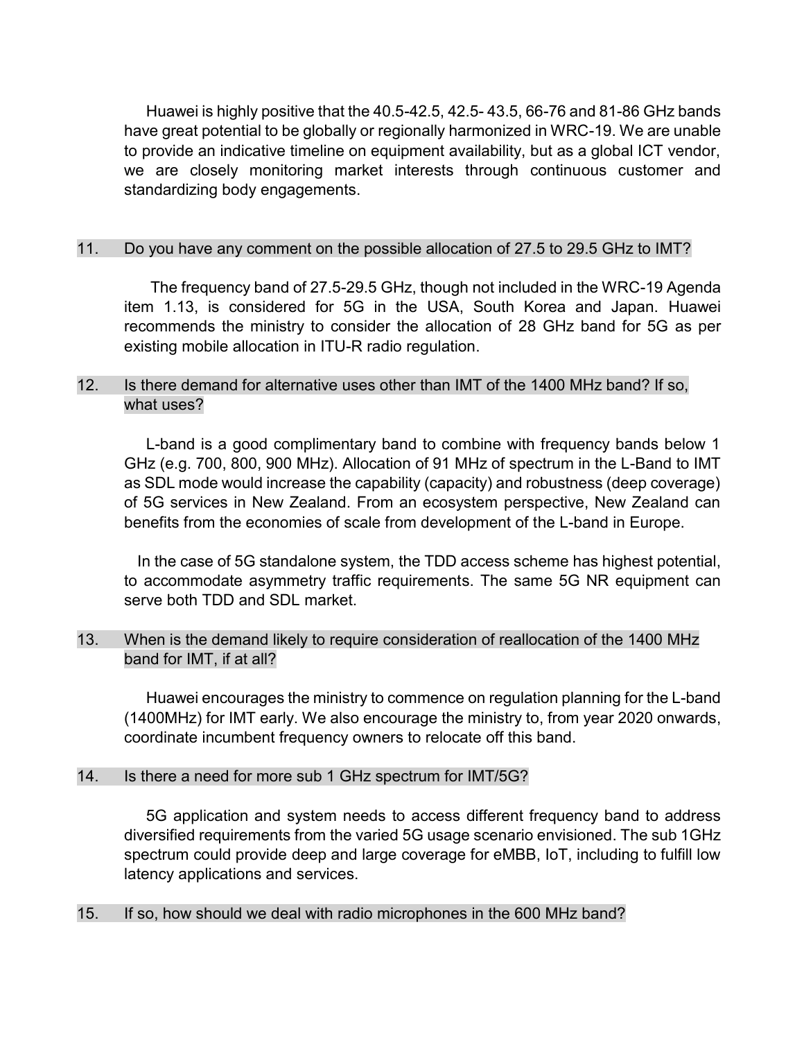Huawei is highly positive that the 40.5-42.5, 42.5- 43.5, 66-76 and 81-86 GHz bands have great potential to be globally or regionally harmonized in WRC-19. We are unable to provide an indicative timeline on equipment availability, but as a global ICT vendor, we are closely monitoring market interests through continuous customer and standardizing body engagements.

11. Do you have any comment on the possible allocation of 27.5 to 29.5 GHz to IMT?

The frequency band of 27.5-29.5 GHz, though not included in the WRC-19 Agenda item 1.13, is considered for 5G in the USA, South Korea and Japan. Huawei recommends the ministry to consider the allocation of 28 GHz band for 5G as per existing mobile allocation in ITU-R radio regulation.

12. Is there demand for alternative uses other than IMT of the 1400 MHz band? If so, what uses?

L-band is a good complimentary band to combine with frequency bands below 1 GHz (e.g. 700, 800, 900 MHz). Allocation of 91 MHz of spectrum in the L-Band to IMT as SDL mode would increase the capability (capacity) and robustness (deep coverage) of 5G services in New Zealand. From an ecosystem perspective, New Zealand can benefits from the economies of scale from development of the L-band in Europe.

In the case of 5G standalone system, the TDD access scheme has highest potential, to accommodate asymmetry traffic requirements. The same 5G NR equipment can serve both TDD and SDL market.

13. When is the demand likely to require consideration of reallocation of the 1400 MHz band for IMT, if at all?

Huawei encourages the ministry to commence on regulation planning for the L-band (1400MHz) for IMT early. We also encourage the ministry to, from year 2020 onwards, coordinate incumbent frequency owners to relocate off this band.

14. Is there a need for more sub 1 GHz spectrum for IMT/5G?

5G application and system needs to access different frequency band to address diversified requirements from the varied 5G usage scenario envisioned. The sub 1GHz spectrum could provide deep and large coverage for eMBB, IoT, including to fulfill low latency applications and services.

15. If so, how should we deal with radio microphones in the 600 MHz band?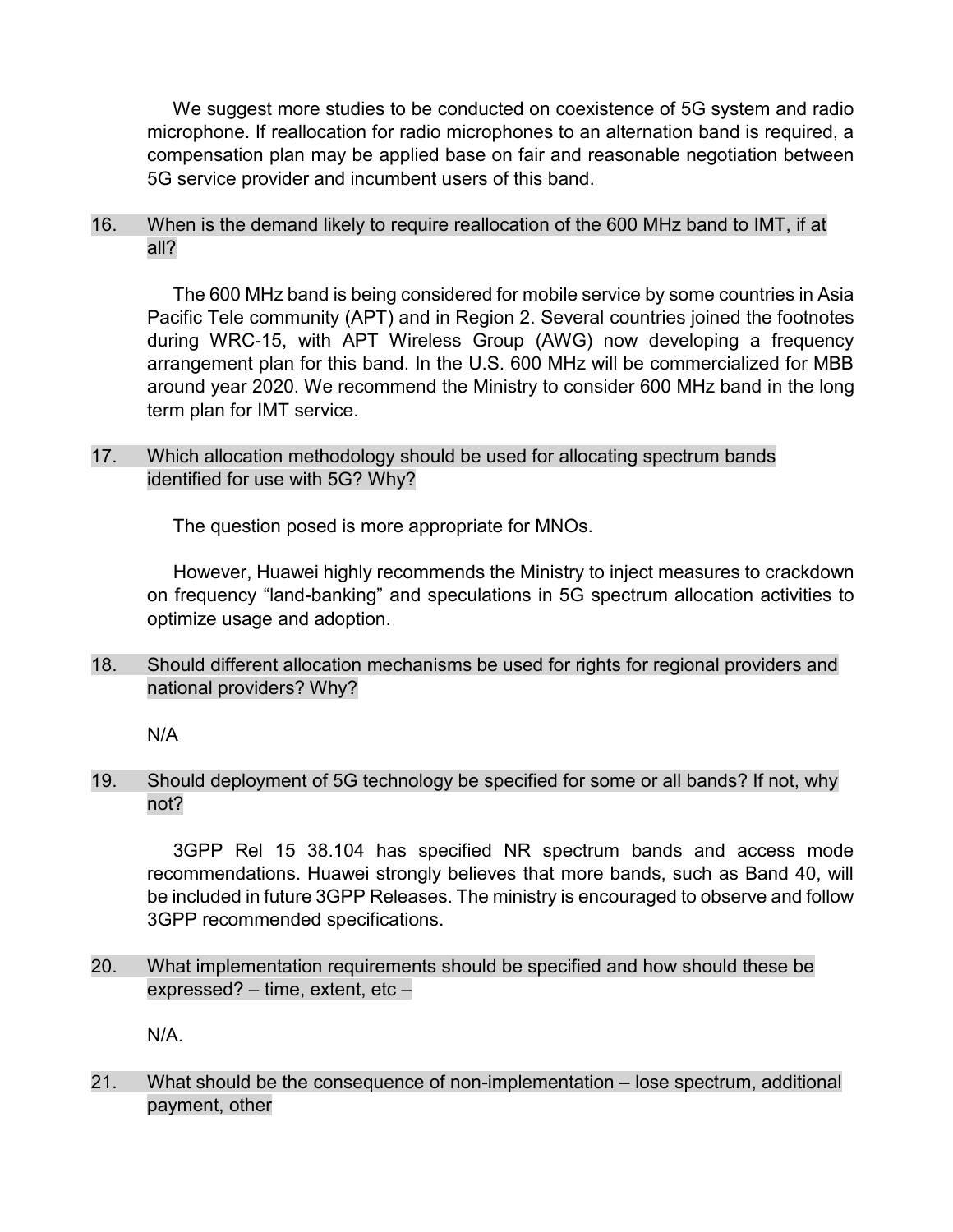We suggest more studies to be conducted on coexistence of 5G system and radio microphone. If reallocation for radio microphones to an alternation band is required, a compensation plan may be applied base on fair and reasonable negotiation between 5G service provider and incumbent users of this band.

16. When is the demand likely to require reallocation of the 600 MHz band to IMT, if at all?

    The 600 MHz band is being considered for mobile service by some countries in Asia Pacific Tele community (APT) and in Region 2. Several countries joined the footnotes during WRC-15, with APT Wireless Group (AWG) now developing a frequency arrangement plan for this band. In the U.S. 600 MHz will be commercialized for MBB around year 2020. We recommend the Ministry to consider 600 MHz band in the long term plan for IMT service.

17. Which allocation methodology should be used for allocating spectrum bands identified for use with 5G? Why?

    The question posed is more appropriate for MNOs.

    However, Huawei highly recommends the Ministry to inject measures to crackdown on frequency "land-banking" and speculations in 5G spectrum allocation activities to optimize usage and adoption.

18. Should different allocation mechanisms be used for rights for regional providers and national providers? Why?

    N/A

19. Should deployment of 5G technology be specified for some or all bands? If not, why not?

    3GPP Rel 15 38.104 has specified NR spectrum bands and access mode recommendations. Huawei strongly believes that more bands, such as Band 40, will be included in future 3GPP Releases. The ministry is encouraged to observe and follow 3GPP recommended specifications.

20. What implementation requirements should be specified and how should these be expressed? – time, extent, etc –

    N/A.

21. What should be the consequence of non-implementation – lose spectrum, additional payment, other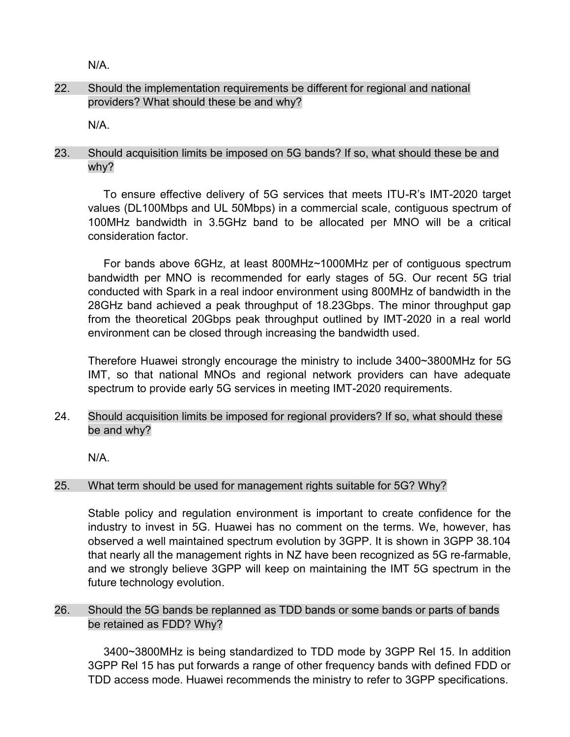N/A.

22. Should the implementation requirements be different for regional and national providers? What should these be and why?

    N/A.

23. Should acquisition limits be imposed on 5G bands? If so, what should these be and why?

    To ensure effective delivery of 5G services that meets ITU-R's IMT-2020 target values (DL100Mbps and UL 50Mbps) in a commercial scale, contiguous spectrum of 100MHz bandwidth in 3.5GHz band to be allocated per MNO will be a critical consideration factor.

    For bands above 6GHz, at least 800MHz~1000MHz per of contiguous spectrum bandwidth per MNO is recommended for early stages of 5G. Our recent 5G trial conducted with Spark in a real indoor environment using 800MHz of bandwidth in the 28GHz band achieved a peak throughput of 18.23Gbps. The minor throughput gap from the theoretical 20Gbps peak throughput outlined by IMT-2020 in a real world environment can be closed through increasing the bandwidth used.

    Therefore Huawei strongly encourage the ministry to include 3400~3800MHz for 5G IMT, so that national MNOs and regional network providers can have adequate spectrum to provide early 5G services in meeting IMT-2020 requirements.

24. Should acquisition limits be imposed for regional providers? If so, what should these be and why?

    N/A.

25. What term should be used for management rights suitable for 5G? Why?

    Stable policy and regulation environment is important to create confidence for the industry to invest in 5G. Huawei has no comment on the terms. We, however, has observed a well maintained spectrum evolution by 3GPP. It is shown in 3GPP 38.104 that nearly all the management rights in NZ have been recognized as 5G re-farmable, and we strongly believe 3GPP will keep on maintaining the IMT 5G spectrum in the future technology evolution.

26. Should the 5G bands be replanned as TDD bands or some bands or parts of bands be retained as FDD? Why?

    3400~3800MHz is being standardized to TDD mode by 3GPP Rel 15. In addition 3GPP Rel 15 has put forwards a range of other frequency bands with defined FDD or TDD access mode. Huawei recommends the ministry to refer to 3GPP specifications.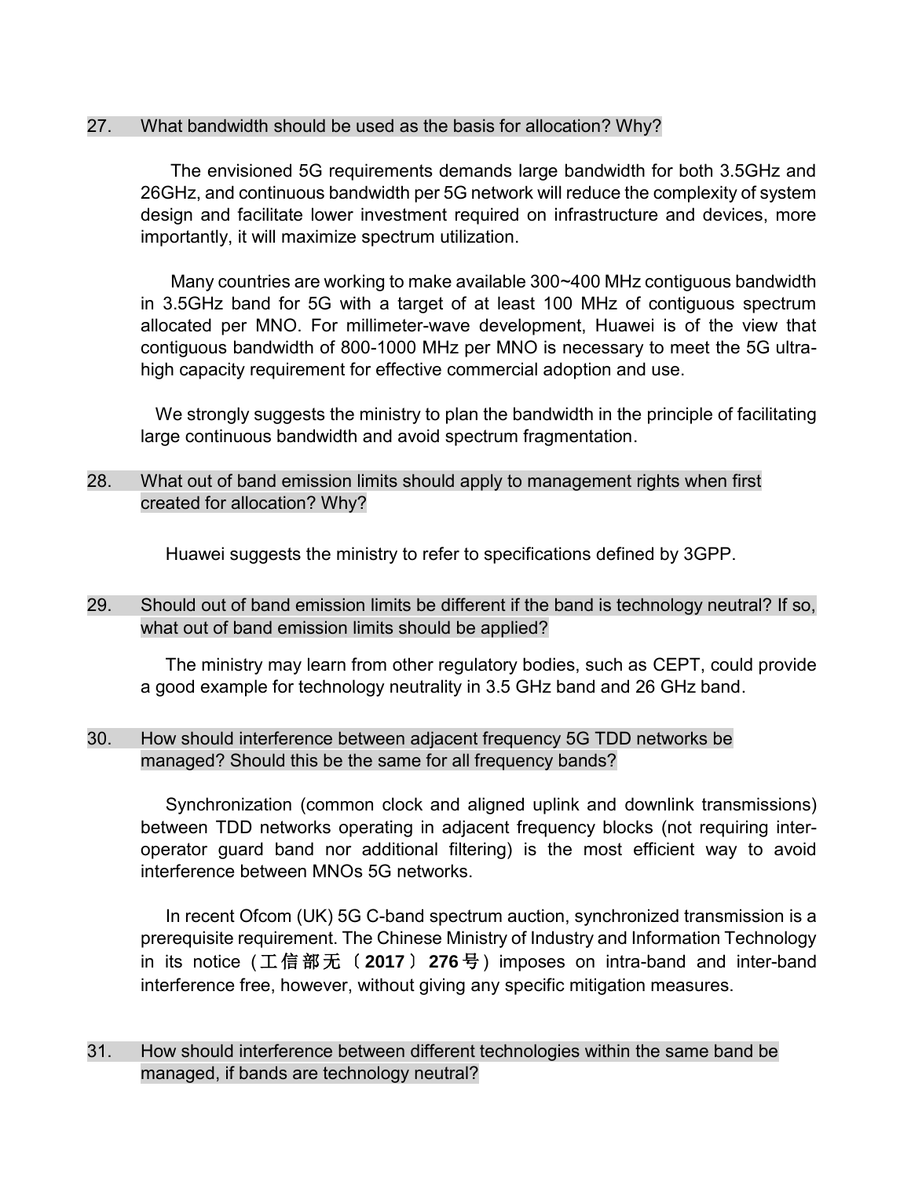27. What bandwidth should be used as the basis for allocation? Why?

The envisioned 5G requirements demands large bandwidth for both 3.5GHz and 26GHz, and continuous bandwidth per 5G network will reduce the complexity of system design and facilitate lower investment required on infrastructure and devices, more importantly, it will maximize spectrum utilization.

Many countries are working to make available 300~400 MHz contiguous bandwidth in 3.5GHz band for 5G with a target of at least 100 MHz of contiguous spectrum allocated per MNO. For millimeter-wave development, Huawei is of the view that contiguous bandwidth of 800-1000 MHz per MNO is necessary to meet the 5G ultra-high capacity requirement for effective commercial adoption and use.

We strongly suggests the ministry to plan the bandwidth in the principle of facilitating large continuous bandwidth and avoid spectrum fragmentation.

28. What out of band emission limits should apply to management rights when first created for allocation? Why?

Huawei suggests the ministry to refer to specifications defined by 3GPP.

29. Should out of band emission limits be different if the band is technology neutral? If so, what out of band emission limits should be applied?

The ministry may learn from other regulatory bodies, such as CEPT, could provide a good example for technology neutrality in 3.5 GHz band and 26 GHz band.

30. How should interference between adjacent frequency 5G TDD networks be managed? Should this be the same for all frequency bands?

Synchronization (common clock and aligned uplink and downlink transmissions) between TDD networks operating in adjacent frequency blocks (not requiring inter-operator guard band nor additional filtering) is the most efficient way to avoid interference between MNOs 5G networks.

In recent Ofcom (UK) 5G C-band spectrum auction, synchronized transmission is a prerequisite requirement. The Chinese Ministry of Industry and Information Technology in its notice (工信部无〔**2017**〕**276**号) imposes on intra-band and inter-band interference free, however, without giving any specific mitigation measures.

31. How should interference between different technologies within the same band be managed, if bands are technology neutral?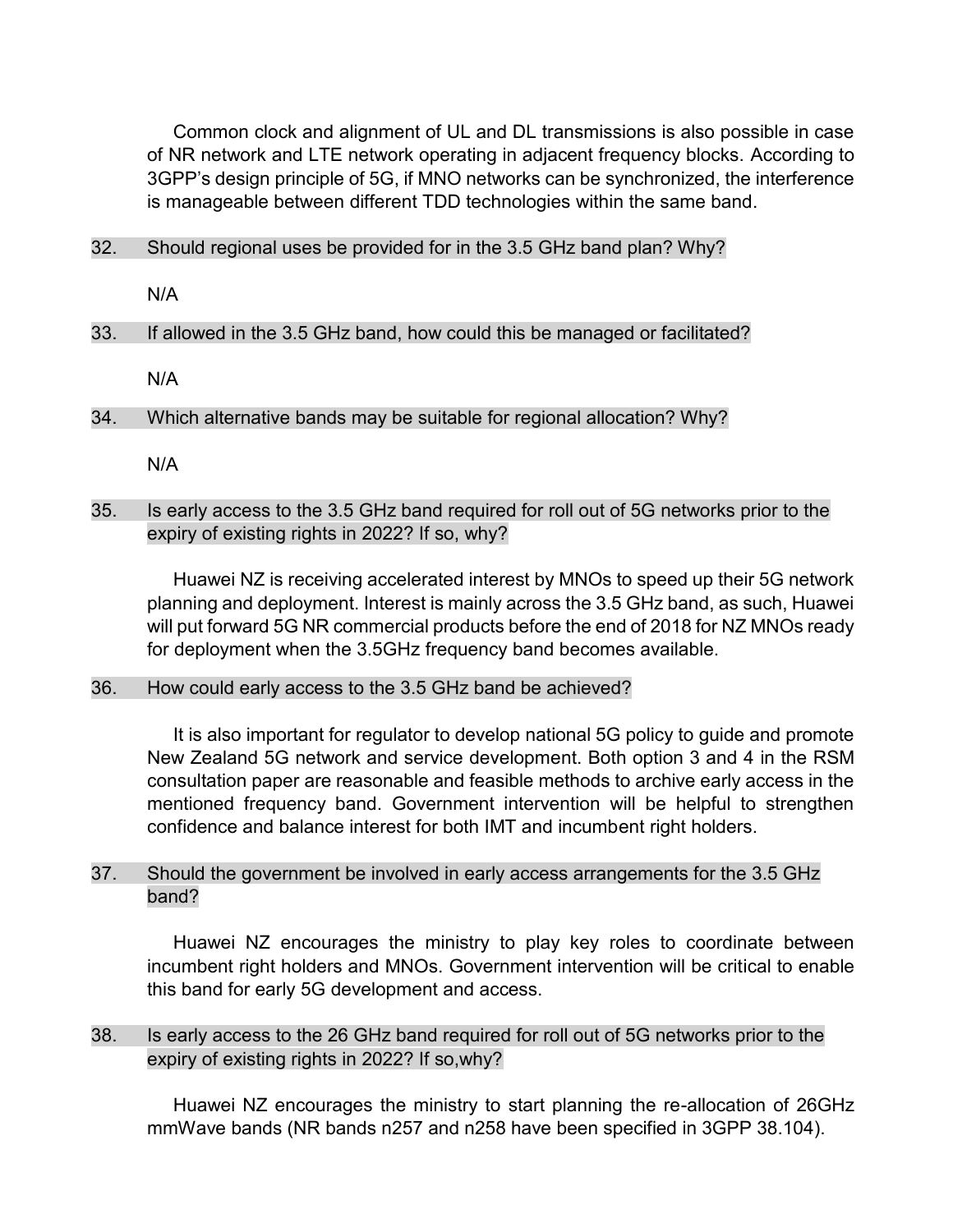Common clock and alignment of UL and DL transmissions is also possible in case of NR network and LTE network operating in adjacent frequency blocks. According to 3GPP's design principle of 5G, if MNO networks can be synchronized, the interference is manageable between different TDD technologies within the same band.

32. Should regional uses be provided for in the 3.5 GHz band plan? Why?

    N/A

33. If allowed in the 3.5 GHz band, how could this be managed or facilitated?

    N/A

34. Which alternative bands may be suitable for regional allocation? Why?

    N/A

35. Is early access to the 3.5 GHz band required for roll out of 5G networks prior to the expiry of existing rights in 2022? If so, why?

    Huawei NZ is receiving accelerated interest by MNOs to speed up their 5G network planning and deployment. Interest is mainly across the 3.5 GHz band, as such, Huawei will put forward 5G NR commercial products before the end of 2018 for NZ MNOs ready for deployment when the 3.5GHz frequency band becomes available.

36. How could early access to the 3.5 GHz band be achieved?

    It is also important for regulator to develop national 5G policy to guide and promote New Zealand 5G network and service development. Both option 3 and 4 in the RSM consultation paper are reasonable and feasible methods to archive early access in the mentioned frequency band. Government intervention will be helpful to strengthen confidence and balance interest for both IMT and incumbent right holders.

37. Should the government be involved in early access arrangements for the 3.5 GHz band?

    Huawei NZ encourages the ministry to play key roles to coordinate between incumbent right holders and MNOs. Government intervention will be critical to enable this band for early 5G development and access.

38. Is early access to the 26 GHz band required for roll out of 5G networks prior to the expiry of existing rights in 2022? If so,why?

    Huawei NZ encourages the ministry to start planning the re-allocation of 26GHz mmWave bands (NR bands n257 and n258 have been specified in 3GPP 38.104).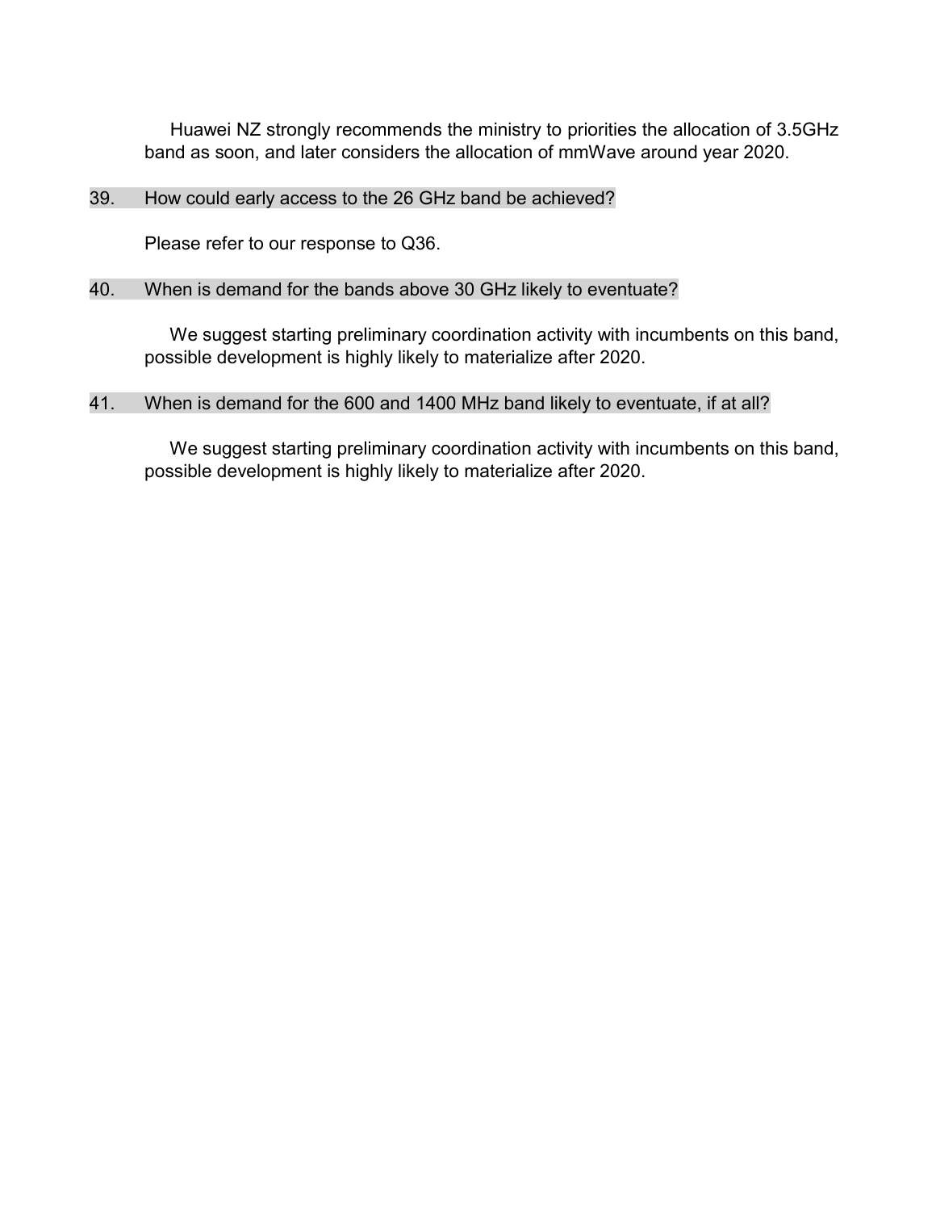Huawei NZ strongly recommends the ministry to priorities the allocation of 3.5GHz band as soon, and later considers the allocation of mmWave around year 2020.

39. How could early access to the 26 GHz band be achieved?

Please refer to our response to Q36.

40. When is demand for the bands above 30 GHz likely to eventuate?

We suggest starting preliminary coordination activity with incumbents on this band, possible development is highly likely to materialize after 2020.

41. When is demand for the 600 and 1400 MHz band likely to eventuate, if at all?

We suggest starting preliminary coordination activity with incumbents on this band, possible development is highly likely to materialize after 2020.